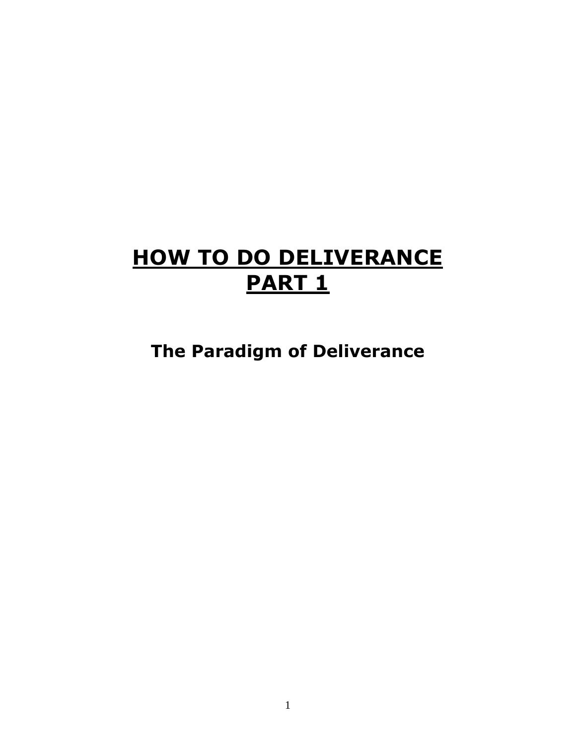# **HOW TO DO DELIVERANCE PART 1**

## **The Paradigm of Deliverance**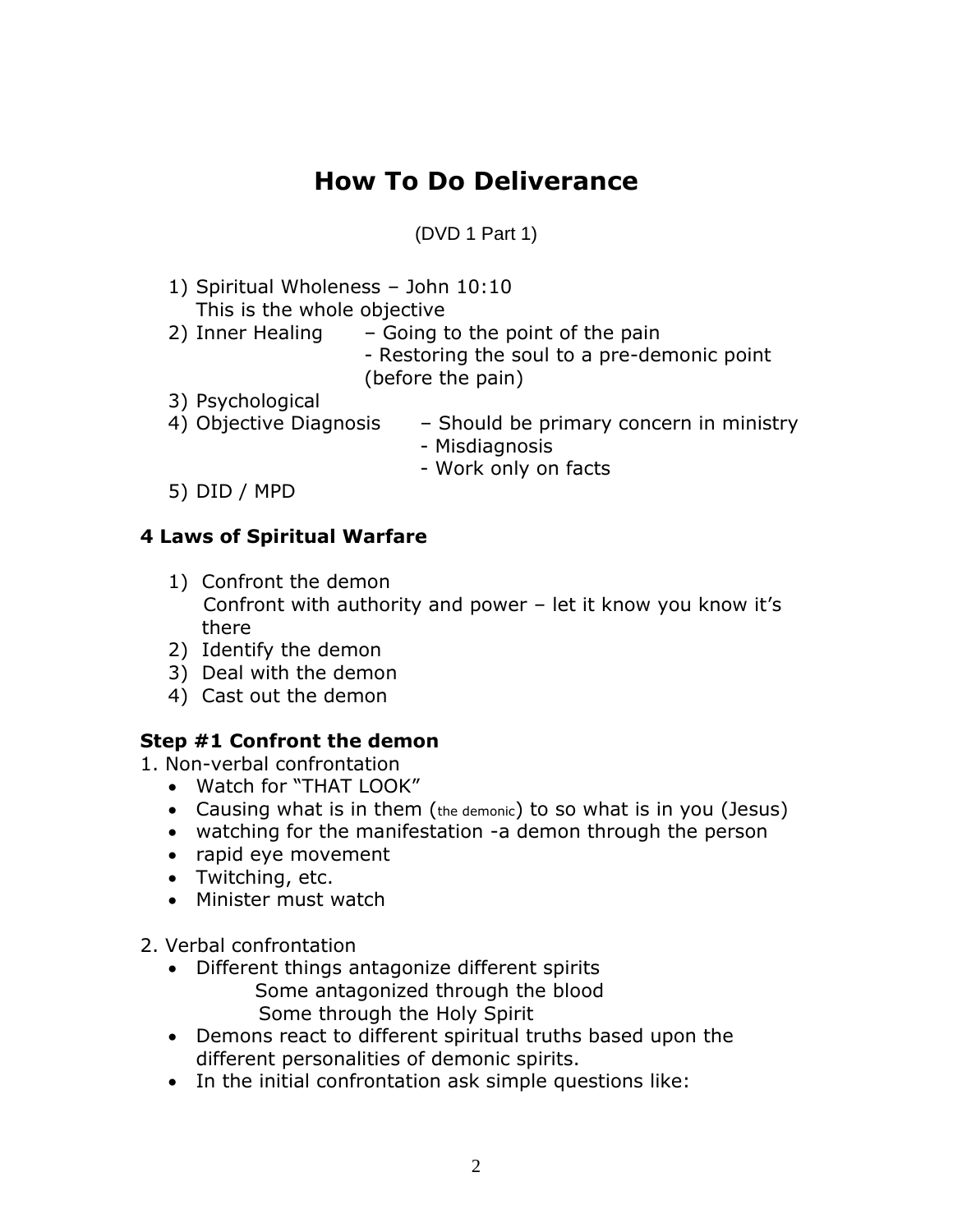# How To Do Deliverance

(DVD 1 Part 1)

1) Spiritual Wholeness – John 10:10
   This is the whole objective
2) Inner Healing – Going to the point of the pain
   - Restoring the soul to a pre-demonic point (before the pain)
3) Psychological
4) Objective Diagnosis – Should be primary concern in ministry
   - Misdiagnosis
   - Work only on facts
5) DID / MPD

**4 Laws of Spiritual Warfare**

1) Confront the demon
   Confront with authority and power – let it know you know it's there
2) Identify the demon
3) Deal with the demon
4) Cast out the demon

**Step #1 Confront the demon**

1. Non-verbal confrontation
   - Watch for "THAT LOOK"
   - Causing what is in them (the demonic) to so what is in you (Jesus)
   - watching for the manifestation -a demon through the person
   - rapid eye movement
   - Twitching, etc.
   - Minister must watch

2. Verbal confrontation
   - Different things antagonize different spirits
     Some antagonized through the blood
     Some through the Holy Spirit
   - Demons react to different spiritual truths based upon the different personalities of demonic spirits.
   - In the initial confrontation ask simple questions like: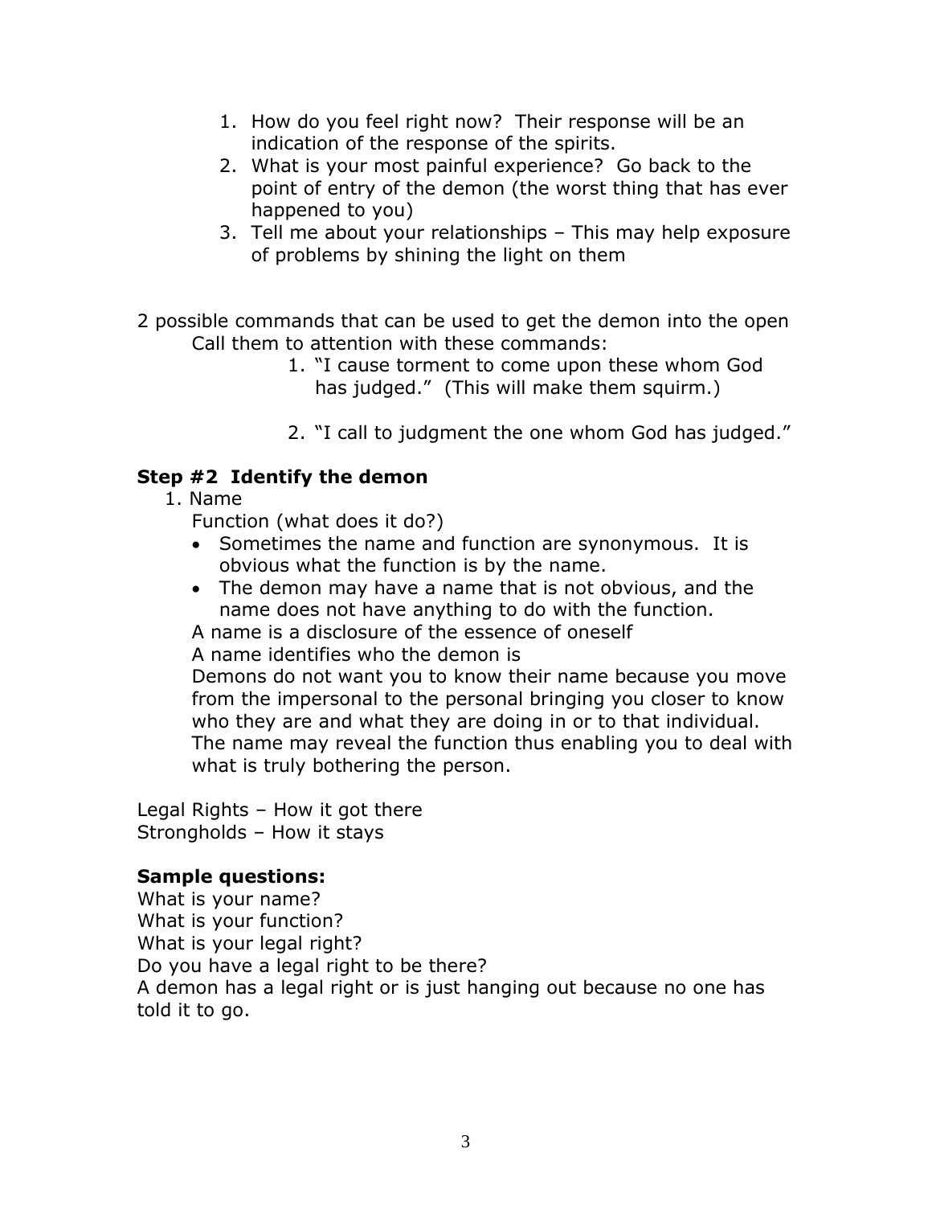1. How do you feel right now? Their response will be an indication of the response of the spirits.
2. What is your most painful experience? Go back to the point of entry of the demon (the worst thing that has ever happened to you)
3. Tell me about your relationships – This may help exposure of problems by shining the light on them

2 possible commands that can be used to get the demon into the open
Call them to attention with these commands:

1. "I cause torment to come upon these whom God has judged." (This will make them squirm.)
2. "I call to judgment the one whom God has judged."

**Step #2 Identify the demon**

1. Name

   Function (what does it do?)

   - Sometimes the name and function are synonymous. It is obvious what the function is by the name.
   - The demon may have a name that is not obvious, and the name does not have anything to do with the function.

   A name is a disclosure of the essence of oneself
   A name identifies who the demon is
   Demons do not want you to know their name because you move from the impersonal to the personal bringing you closer to know who they are and what they are doing in or to that individual.
   The name may reveal the function thus enabling you to deal with what is truly bothering the person.

Legal Rights – How it got there
Strongholds – How it stays

**Sample questions:**
What is your name?
What is your function?
What is your legal right?
Do you have a legal right to be there?
A demon has a legal right or is just hanging out because no one has told it to go.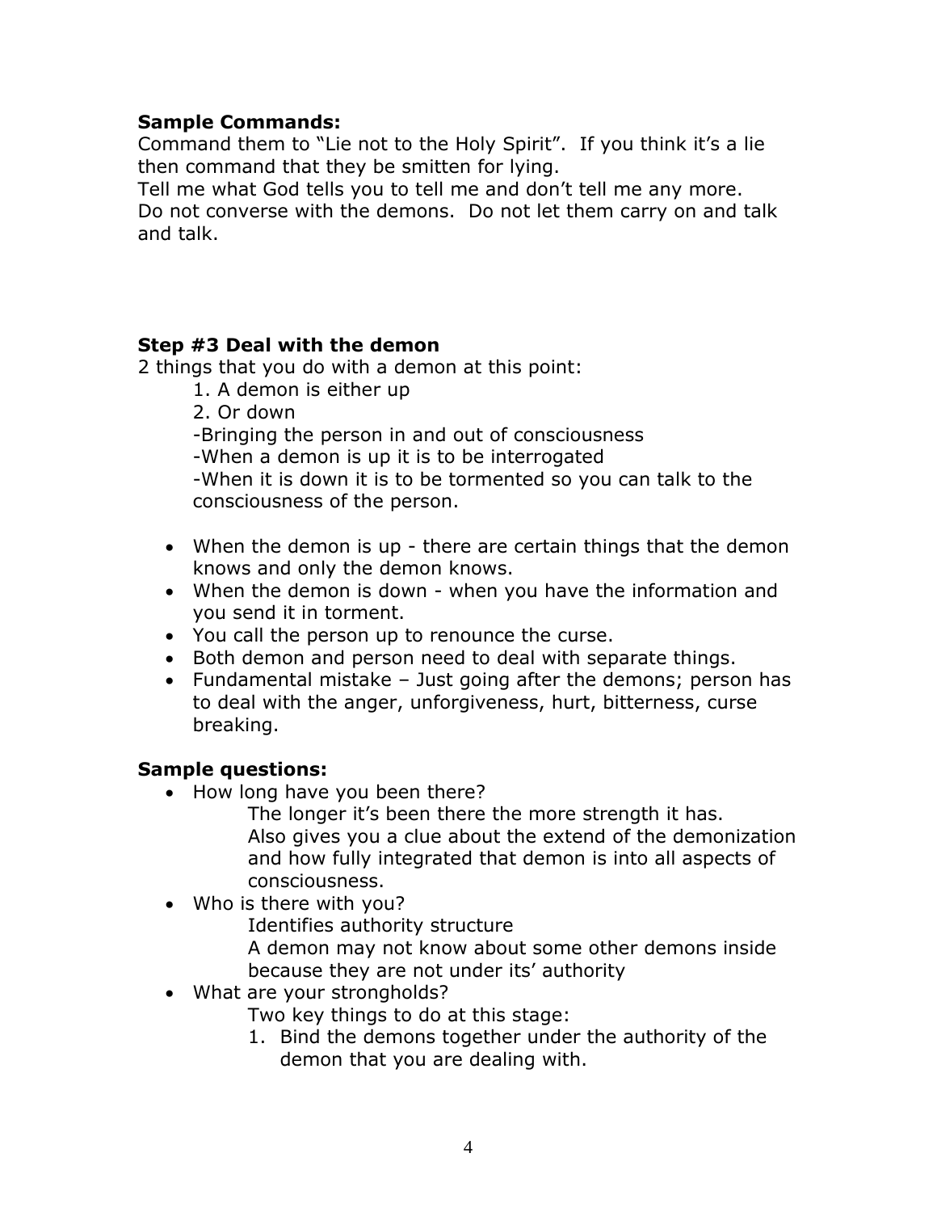**Sample Commands:**
Command them to "Lie not to the Holy Spirit". If you think it's a lie then command that they be smitten for lying.
Tell me what God tells you to tell me and don't tell me any more.
Do not converse with the demons. Do not let them carry on and talk and talk.

**Step #3 Deal with the demon**
2 things that you do with a demon at this point:

1. A demon is either up
2. Or down

-Bringing the person in and out of consciousness
-When a demon is up it is to be interrogated
-When it is down it is to be tormented so you can talk to the consciousness of the person.

- When the demon is up - there are certain things that the demon knows and only the demon knows.
- When the demon is down - when you have the information and you send it in torment.
- You call the person up to renounce the curse.
- Both demon and person need to deal with separate things.
- Fundamental mistake – Just going after the demons; person has to deal with the anger, unforgiveness, hurt, bitterness, curse breaking.

**Sample questions:**

- How long have you been there?
  The longer it's been there the more strength it has.
  Also gives you a clue about the extend of the demonization and how fully integrated that demon is into all aspects of consciousness.
- Who is there with you?
  Identifies authority structure
  A demon may not know about some other demons inside because they are not under its' authority
- What are your strongholds?
  Two key things to do at this stage:
  1. Bind the demons together under the authority of the demon that you are dealing with.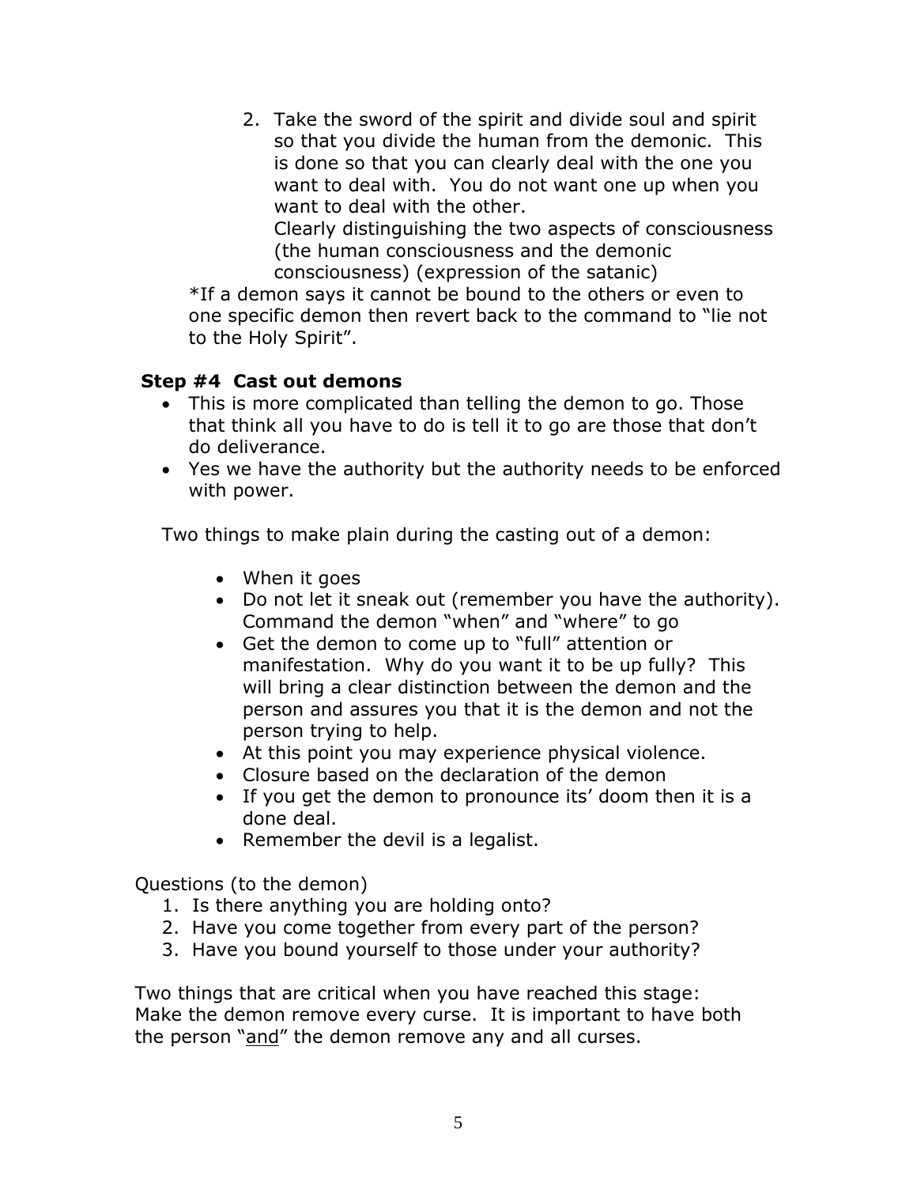2. Take the sword of the spirit and divide soul and spirit so that you divide the human from the demonic. This is done so that you can clearly deal with the one you want to deal with. You do not want one up when you want to deal with the other.
   Clearly distinguishing the two aspects of consciousness (the human consciousness and the demonic consciousness) (expression of the satanic)

*If a demon says it cannot be bound to the others or even to one specific demon then revert back to the command to "lie not to the Holy Spirit".

**Step #4 Cast out demons**

- This is more complicated than telling the demon to go. Those that think all you have to do is tell it to go are those that don't do deliverance.
- Yes we have the authority but the authority needs to be enforced with power.

Two things to make plain during the casting out of a demon:

- When it goes
- Do not let it sneak out (remember you have the authority). Command the demon "when" and "where" to go
- Get the demon to come up to "full" attention or manifestation. Why do you want it to be up fully? This will bring a clear distinction between the demon and the person and assures you that it is the demon and not the person trying to help.
- At this point you may experience physical violence.
- Closure based on the declaration of the demon
- If you get the demon to pronounce its' doom then it is a done deal.
- Remember the devil is a legalist.

Questions (to the demon)

1. Is there anything you are holding onto?
2. Have you come together from every part of the person?
3. Have you bound yourself to those under your authority?

Two things that are critical when you have reached this stage:
Make the demon remove every curse. It is important to have both the person "and" the demon remove any and all curses.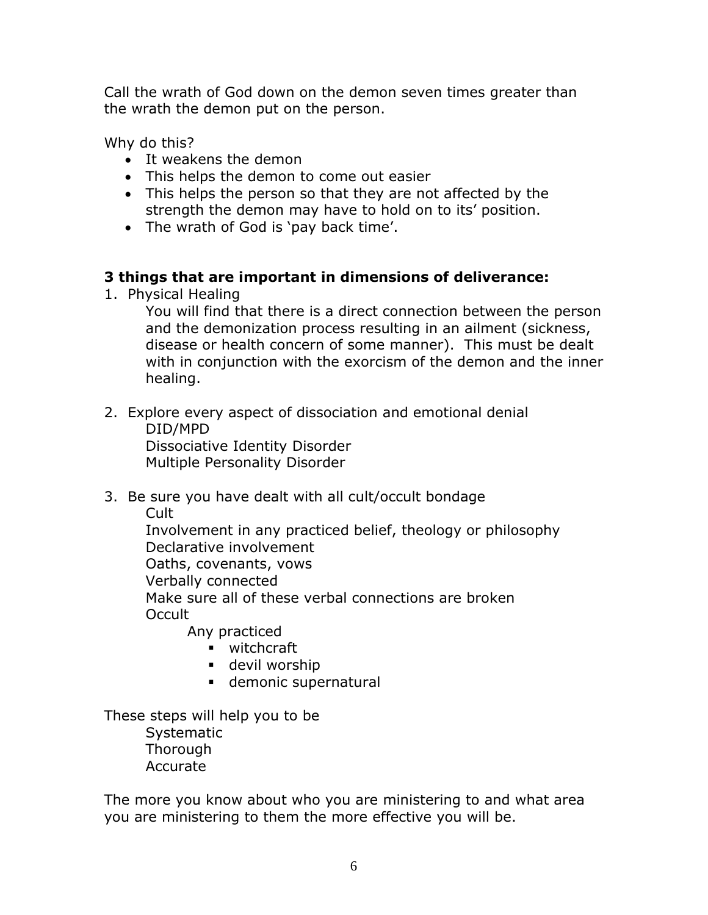Call the wrath of God down on the demon seven times greater than the wrath the demon put on the person.

Why do this?

- It weakens the demon
- This helps the demon to come out easier
- This helps the person so that they are not affected by the strength the demon may have to hold on to its' position.
- The wrath of God is 'pay back time'.

**3 things that are important in dimensions of deliverance:**

1. Physical Healing

   You will find that there is a direct connection between the person and the demonization process resulting in an ailment (sickness, disease or health concern of some manner). This must be dealt with in conjunction with the exorcism of the demon and the inner healing.

2. Explore every aspect of dissociation and emotional denial

   DID/MPD
   Dissociative Identity Disorder
   Multiple Personality Disorder

3. Be sure you have dealt with all cult/occult bondage

   Cult
   Involvement in any practiced belief, theology or philosophy
   Declarative involvement
   Oaths, covenants, vows
   Verbally connected
   Make sure all of these verbal connections are broken
   Occult

      Any practiced
      - witchcraft
      - devil worship
      - demonic supernatural

These steps will help you to be

Systematic
Thorough
Accurate

The more you know about who you are ministering to and what area you are ministering to them the more effective you will be.